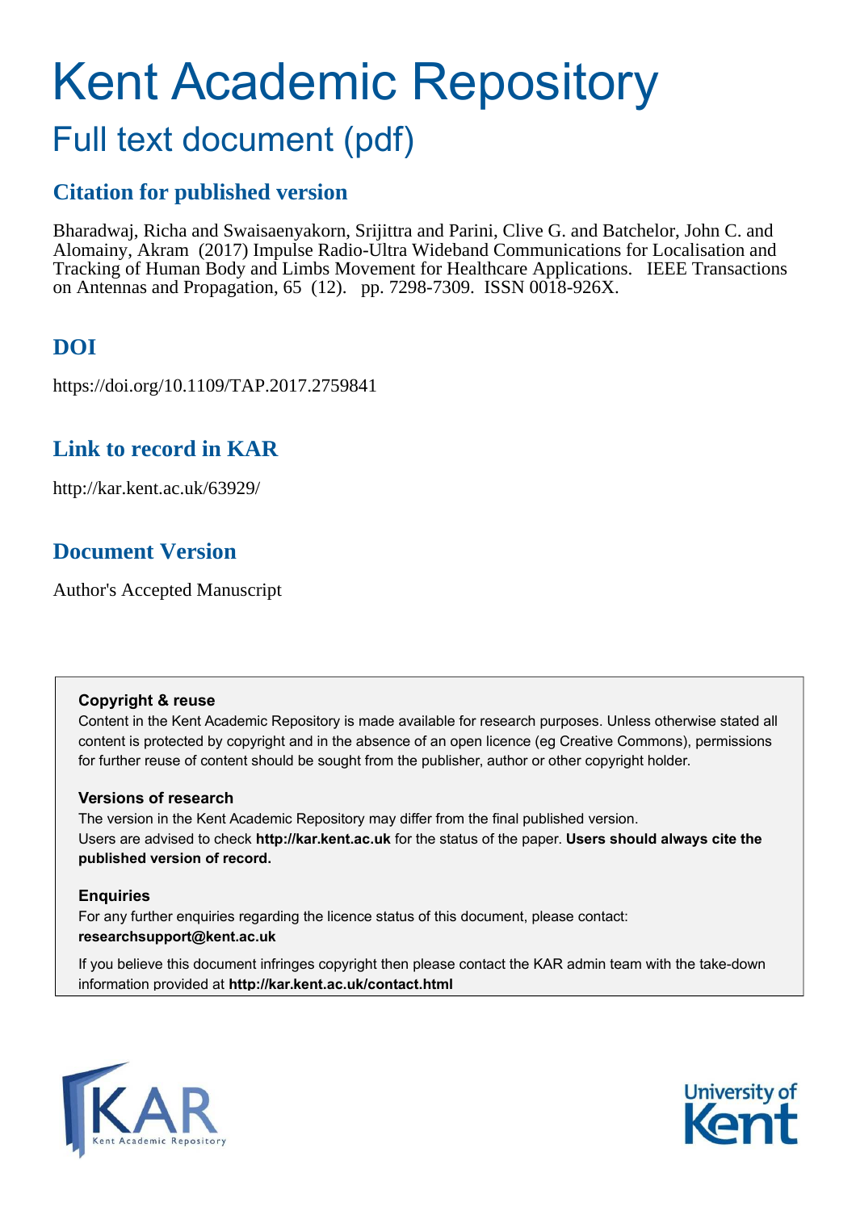# Kent Academic Repository

## Full text document (pdf)

### Citation for published version

Bharadwaj, Richa and Swaisaenyakorn, Srijittra and Parini, Clive G. and Batchelor, John C. and Alomainy, Akram (2017) Impulse Radio-Ultra Wideband Communications for Localisation and Tracking of Human Body and Limbs Movement for Healthcare Applications. IEEE Transactions on Antennas and Propagation, 65 (12). pp. 7298-7309. ISSN 0018-926X.

### DOI

https://doi.org/10.1109/TAP.2017.2759841

### Link to record in KAR

http://kar.kent.ac.uk/63929/

### Document Version

Author's Accepted Manuscript

**Copyright & reuse**

Content in the Kent Academic Repository is made available for research purposes. Unless otherwise stated all content is protected by copyright and in the absence of an open licence (eg Creative Commons), permissions for further reuse of content should be sought from the publisher, author or other copyright holder.

**Versions of research**

The version in the Kent Academic Repository may differ from the final published version. Users are advised to check **http://kar.kent.ac.uk** for the status of the paper. **Users should always cite the published version of record.**

**Enquiries**

For any further enquiries regarding the licence status of this document, please contact: **researchsupport@kent.ac.uk**

If you believe this document infringes copyright then please contact the KAR admin team with the take-down information provided at **http://kar.kent.ac.uk/contact.html**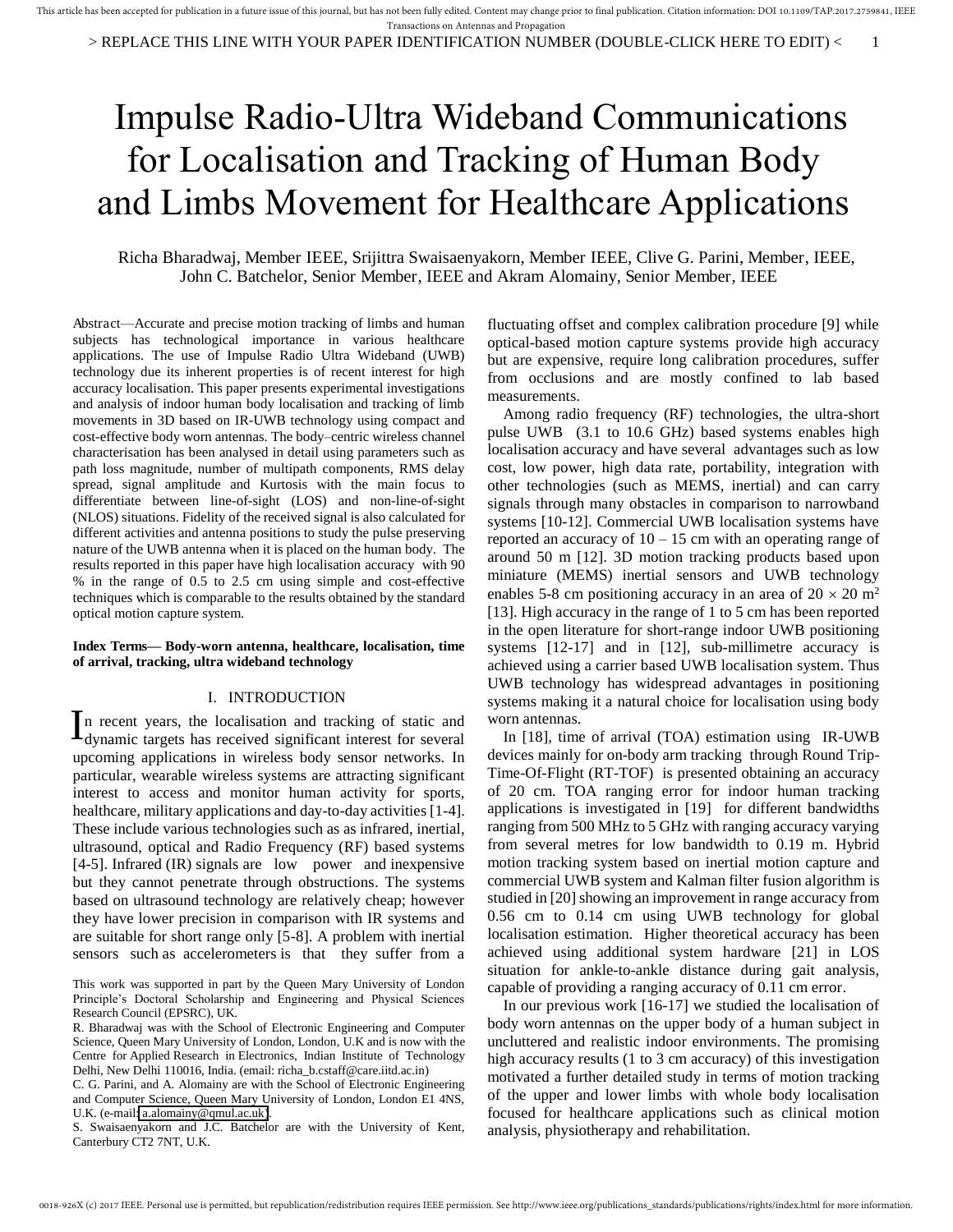# Impulse Radio-Ultra Wideband Communications for Localisation and Tracking of Human Body and Limbs Movement for Healthcare Applications

Richa Bharadwaj, Member IEEE, Srijittra Swaisaenyakorn, Member IEEE, Clive G. Parini, Member, IEEE, John C. Batchelor, Senior Member, IEEE and Akram Alomainy, Senior Member, IEEE

*Abstract*—Accurate and precise motion tracking of limbs and human subjects has technological importance in various healthcare applications. The use of Impulse Radio Ultra Wideband (UWB) technology due its inherent properties is of recent interest for high accuracy localisation. This paper presents experimental investigations and analysis of indoor human body localisation and tracking of limb movements in 3D based on IR-UWB technology using compact and cost-effective body worn antennas. The body–centric wireless channel characterisation has been analysed in detail using parameters such as path loss magnitude, number of multipath components, RMS delay spread, signal amplitude and Kurtosis with the main focus to differentiate between line-of-sight (LOS) and non-line-of-sight (NLOS) situations. Fidelity of the received signal is also calculated for different activities and antenna positions to study the pulse preserving nature of the UWB antenna when it is placed on the human body. The results reported in this paper have high localisation accuracy with 90 % in the range of 0.5 to 2.5 cm using simple and cost-effective techniques which is comparable to the results obtained by the standard optical motion capture system.

**Index Terms— Body-worn antenna, healthcare, localisation, time of arrival, tracking, ultra wideband technology**

## I. INTRODUCTION

In recent years, the localisation and tracking of static and dynamic targets has received significant interest for several upcoming applications in wireless body sensor networks. In particular, wearable wireless systems are attracting significant interest to access and monitor human activity for sports, healthcare, military applications and day-to-day activities [1-4]. These include various technologies such as as infrared, inertial, ultrasound, optical and Radio Frequency (RF) based systems [4-5]. Infrared (IR) signals are low power and inexpensive but they cannot penetrate through obstructions. The systems based on ultrasound technology are relatively cheap; however they have lower precision in comparison with IR systems and are suitable for short range only [5-8]. A problem with inertial sensors such as accelerometers is that they suffer from a fluctuating offset and complex calibration procedure [9] while optical-based motion capture systems provide high accuracy but are expensive, require long calibration procedures, suffer from occlusions and are mostly confined to lab based measurements.

Among radio frequency (RF) technologies, the ultra-short pulse UWB (3.1 to 10.6 GHz) based systems enables high localisation accuracy and have several advantages such as low cost, low power, high data rate, portability, integration with other technologies (such as MEMS, inertial) and can carry signals through many obstacles in comparison to narrowband systems [10-12]. Commercial UWB localisation systems have reported an accuracy of 10 – 15 cm with an operating range of around 50 m [12]. 3D motion tracking products based upon miniature (MEMS) inertial sensors and UWB technology enables 5-8 cm positioning accuracy in an area of $20 \times 20$ m$^2$ [13]. High accuracy in the range of 1 to 5 cm has been reported in the open literature for short-range indoor UWB positioning systems [12-17] and in [12], sub-millimetre accuracy is achieved using a carrier based UWB localisation system. Thus UWB technology has widespread advantages in positioning systems making it a natural choice for localisation using body worn antennas.

In [18], time of arrival (TOA) estimation using IR-UWB devices mainly for on-body arm tracking through Round Trip-Time-Of-Flight (RT-TOF) is presented obtaining an accuracy of 20 cm. TOA ranging error for indoor human tracking applications is investigated in [19] for different bandwidths ranging from 500 MHz to 5 GHz with ranging accuracy varying from several metres for low bandwidth to 0.19 m. Hybrid motion tracking system based on inertial motion capture and commercial UWB system and Kalman filter fusion algorithm is studied in [20] showing an improvement in range accuracy from 0.56 cm to 0.14 cm using UWB technology for global localisation estimation. Higher theoretical accuracy has been achieved using additional system hardware [21] in LOS situation for ankle-to-ankle distance during gait analysis, capable of providing a ranging accuracy of 0.11 cm error.

In our previous work [16-17] we studied the localisation of body worn antennas on the upper body of a human subject in uncluttered and realistic indoor environments. The promising high accuracy results (1 to 3 cm accuracy) of this investigation motivated a further detailed study in terms of motion tracking of the upper and lower limbs with whole body localisation focused for healthcare applications such as clinical motion analysis, physiotherapy and rehabilitation.

This work was supported in part by the Queen Mary University of London Principle's Doctoral Scholarship and Engineering and Physical Sciences Research Council (EPSRC), UK.

R. Bharadwaj was with the School of Electronic Engineering and Computer Science, Queen Mary University of London, London, U.K and is now with the Centre for Applied Research in Electronics, Indian Institute of Technology Delhi, New Delhi 110016, India. (email: richa_b.cstaff@care.iitd.ac.in)

C. G. Parini, and A. Alomainy are with the School of Electronic Engineering and Computer Science, Queen Mary University of London, London E1 4NS, U.K. (e-mail: a.alomainy@qmul.ac.uk).

S. Swaisaenyakorn and J.C. Batchelor are with the University of Kent, Canterbury CT2 7NT, U.K.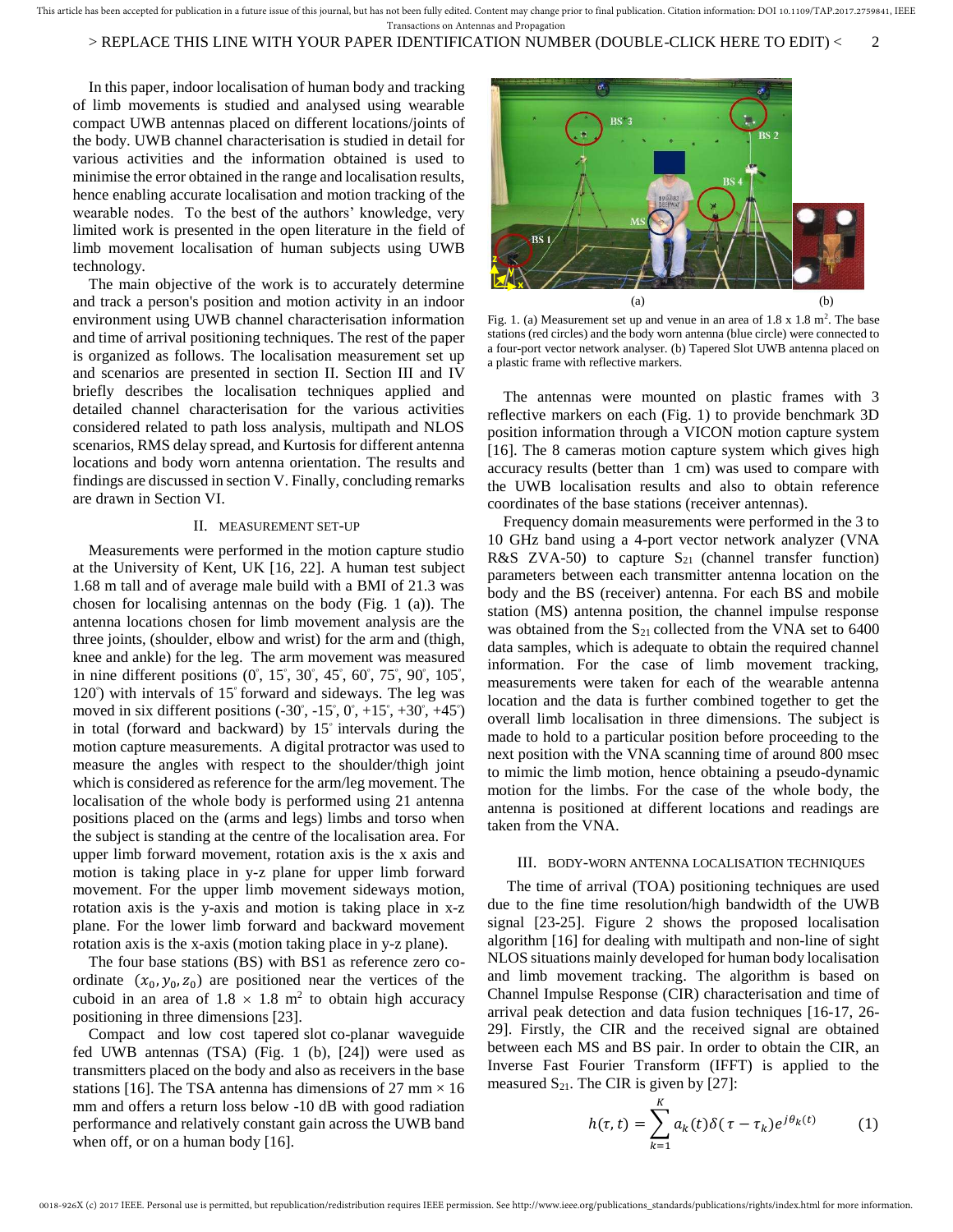In this paper, indoor localisation of human body and tracking of limb movements is studied and analysed using wearable compact UWB antennas placed on different locations/joints of the body. UWB channel characterisation is studied in detail for various activities and the information obtained is used to minimise the error obtained in the range and localisation results, hence enabling accurate localisation and motion tracking of the wearable nodes. To the best of the authors' knowledge, very limited work is presented in the open literature in the field of limb movement localisation of human subjects using UWB technology.

The main objective of the work is to accurately determine and track a person's position and motion activity in an indoor environment using UWB channel characterisation information and time of arrival positioning techniques. The rest of the paper is organized as follows. The localisation measurement set up and scenarios are presented in section II. Section III and IV briefly describes the localisation techniques applied and detailed channel characterisation for the various activities considered related to path loss analysis, multipath and NLOS scenarios, RMS delay spread, and Kurtosis for different antenna locations and body worn antenna orientation. The results and findings are discussed in section V. Finally, concluding remarks are drawn in Section VI.

## II. Measurement Set-up

Measurements were performed in the motion capture studio at the University of Kent, UK [16, 22]. A human test subject 1.68 m tall and of average male build with a BMI of 21.3 was chosen for localising antennas on the body (Fig. 1 (a)). The antenna locations chosen for limb movement analysis are the three joints, (shoulder, elbow and wrist) for the arm and (thigh, knee and ankle) for the leg. The arm movement was measured in nine different positions (0°, 15°, 30°, 45°, 60°, 75°, 90°, 105°, 120°) with intervals of 15° forward and sideways. The leg was moved in six different positions (-30°, -15°, 0°, +15°, +30°, +45°) in total (forward and backward) by 15° intervals during the motion capture measurements. A digital protractor was used to measure the angles with respect to the shoulder/thigh joint which is considered as reference for the arm/leg movement. The localisation of the whole body is performed using 21 antenna positions placed on the (arms and legs) limbs and torso when the subject is standing at the centre of the localisation area. For upper limb forward movement, rotation axis is the x axis and motion is taking place in y-z plane for upper limb forward movement. For the upper limb movement sideways motion, rotation axis is the y-axis and motion is taking place in x-z plane. For the lower limb forward and backward movement rotation axis is the x-axis (motion taking place in y-z plane).

The four base stations (BS) with BS1 as reference zero co-ordinate $(x_0, y_0, z_0)$ are positioned near the vertices of the cuboid in an area of 1.8 × 1.8 m² to obtain high accuracy positioning in three dimensions [23].

Compact and low cost tapered slot co-planar waveguide fed UWB antennas (TSA) (Fig. 1 (b), [24]) were used as transmitters placed on the body and also as receivers in the base stations [16]. The TSA antenna has dimensions of 27 mm × 16 mm and offers a return loss below -10 dB with good radiation performance and relatively constant gain across the UWB band when off, or on a human body [16].

Fig. 1. (a) Measurement set up and venue in an area of 1.8 x 1.8 m². The base stations (red circles) and the body worn antenna (blue circle) were connected to a four-port vector network analyser. (b) Tapered Slot UWB antenna placed on a plastic frame with reflective markers.

The antennas were mounted on plastic frames with 3 reflective markers on each (Fig. 1) to provide benchmark 3D position information through a VICON motion capture system [16]. The 8 cameras motion capture system which gives high accuracy results (better than 1 cm) was used to compare with the UWB localisation results and also to obtain reference coordinates of the base stations (receiver antennas).

Frequency domain measurements were performed in the 3 to 10 GHz band using a 4-port vector network analyzer (VNA R&S ZVA-50) to capture $S_{21}$ (channel transfer function) parameters between each transmitter antenna location on the body and the BS (receiver) antenna. For each BS and mobile station (MS) antenna position, the channel impulse response was obtained from the $S_{21}$ collected from the VNA set to 6400 data samples, which is adequate to obtain the required channel information. For the case of limb movement tracking, measurements were taken for each of the wearable antenna location and the data is further combined together to get the overall limb localisation in three dimensions. The subject is made to hold to a particular position before proceeding to the next position with the VNA scanning time of around 800 msec to mimic the limb motion, hence obtaining a pseudo-dynamic motion for the limbs. For the case of the whole body, the antenna is positioned at different locations and readings are taken from the VNA.

## III. Body-worn Antenna Localisation Techniques

The time of arrival (TOA) positioning techniques are used due to the fine time resolution/high bandwidth of the UWB signal [23-25]. Figure 2 shows the proposed localisation algorithm [16] for dealing with multipath and non-line of sight NLOS situations mainly developed for human body localisation and limb movement tracking. The algorithm is based on Channel Impulse Response (CIR) characterisation and time of arrival peak detection and data fusion techniques [16-17, 26-29]. Firstly, the CIR and the received signal are obtained between each MS and BS pair. In order to obtain the CIR, an Inverse Fast Fourier Transform (IFFT) is applied to the measured $S_{21}$. The CIR is given by [27]:

$$h(\tau, t) = \sum_{k=1}^{K} a_k(t)\delta(\tau - \tau_k)e^{j\theta_k(t)} \qquad (1)$$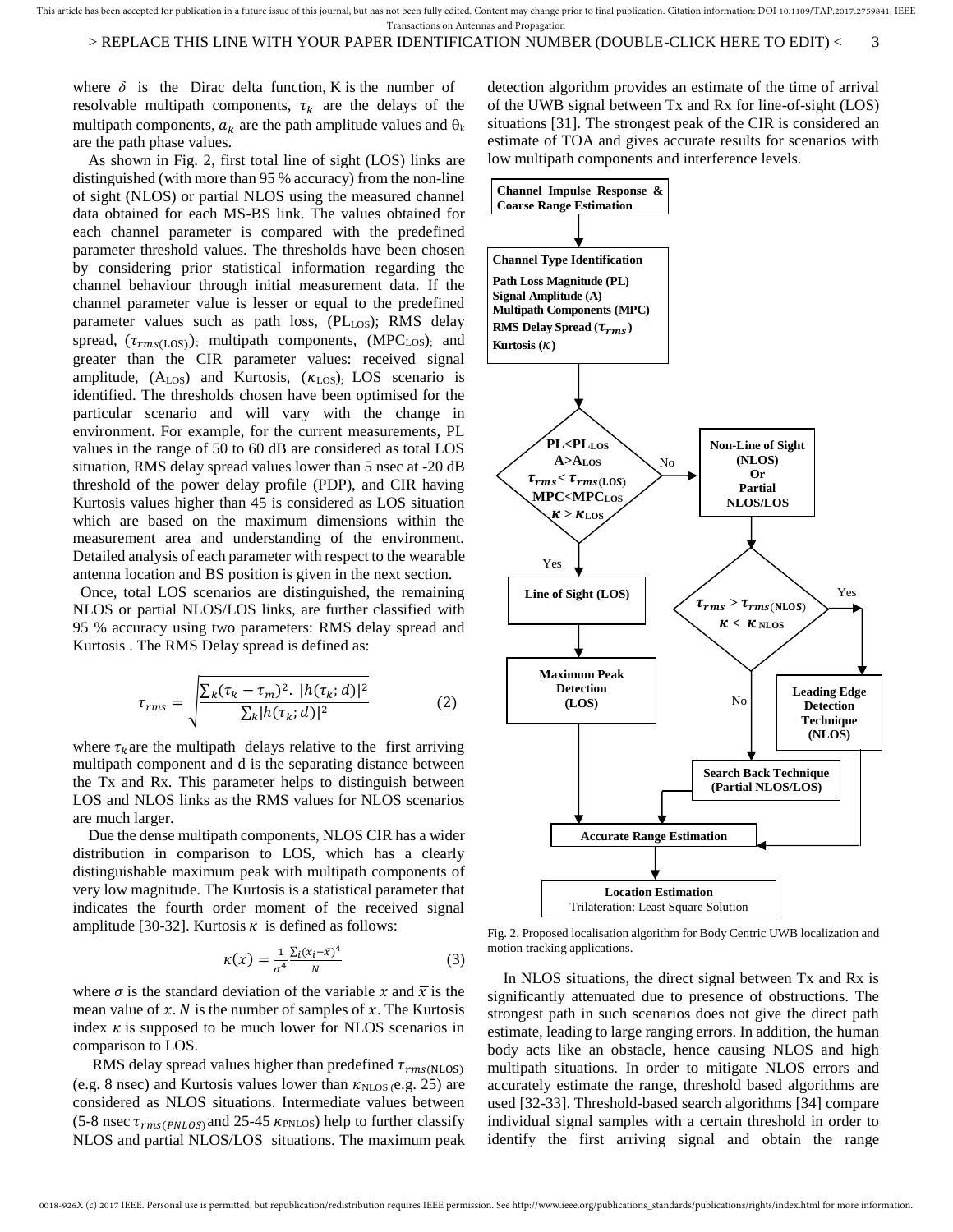where $\delta$ is the Dirac delta function, K is the number of resolvable multipath components, $\tau_k$ are the delays of the multipath components, $a_k$ are the path amplitude values and $\theta_k$ are the path phase values.

As shown in Fig. 2, first total line of sight (LOS) links are distinguished (with more than 95 % accuracy) from the non-line of sight (NLOS) or partial NLOS using the measured channel data obtained for each MS-BS link. The values obtained for each channel parameter is compared with the predefined parameter threshold values. The thresholds have been chosen by considering prior statistical information regarding the channel behaviour through initial measurement data. If the channel parameter value is lesser or equal to the predefined parameter values such as path loss, ($PL_{LOS}$); RMS delay spread, ($\tau_{rms(LOS)}$); multipath components, ($MPC_{LOS}$); and greater than the CIR parameter values: received signal amplitude, ($A_{LOS}$) and Kurtosis, ($\kappa_{LOS}$); LOS scenario is identified. The thresholds chosen have been optimised for the particular scenario and will vary with the change in environment. For example, for the current measurements, PL values in the range of 50 to 60 dB are considered as total LOS situation, RMS delay spread values lower than 5 nsec at -20 dB threshold of the power delay profile (PDP), and CIR having Kurtosis values higher than 45 is considered as LOS situation which are based on the maximum dimensions within the measurement area and understanding of the environment. Detailed analysis of each parameter with respect to the wearable antenna location and BS position is given in the next section.

Once, total LOS scenarios are distinguished, the remaining NLOS or partial NLOS/LOS links, are further classified with 95 % accuracy using two parameters: RMS delay spread and Kurtosis . The RMS Delay spread is defined as:

$$\tau_{rms} = \sqrt{\frac{\sum_k (\tau_k - \tau_m)^2 . \ |h(\tau_k; d)|^2}{\sum_k |h(\tau_k; d)|^2}} \qquad (2)$$

where $\tau_k$ are the multipath delays relative to the first arriving multipath component and d is the separating distance between the Tx and Rx. This parameter helps to distinguish between LOS and NLOS links as the RMS values for NLOS scenarios are much larger.

Due the dense multipath components, NLOS CIR has a wider distribution in comparison to LOS, which has a clearly distinguishable maximum peak with multipath components of very low magnitude. The Kurtosis is a statistical parameter that indicates the fourth order moment of the received signal amplitude [30-32]. Kurtosis $\kappa$ is defined as follows:

$$\kappa(x) = \frac{1}{\sigma^4} \frac{\sum_i (x_i - \bar{x})^4}{N} \qquad (3)$$

where $\sigma$ is the standard deviation of the variable $x$ and $\bar{x}$ is the mean value of $x$. $N$ is the number of samples of $x$. The Kurtosis index $\kappa$ is supposed to be much lower for NLOS scenarios in comparison to LOS.

RMS delay spread values higher than predefined $\tau_{rms(\text{NLOS})}$ (e.g. 8 nsec) and Kurtosis values lower than $\kappa_{\text{NLOS}}$ (e.g. 25) are considered as NLOS situations. Intermediate values between (5-8 nsec $\tau_{rms(PNLOS)}$ and 25-45 $\kappa_{\text{PNLOS}}$) help to further classify NLOS and partial NLOS/LOS situations. The maximum peak detection algorithm provides an estimate of the time of arrival of the UWB signal between Tx and Rx for line-of-sight (LOS) situations [31]. The strongest peak of the CIR is considered an estimate of TOA and gives accurate results for scenarios with low multipath components and interference levels.

Channel Impulse Response & Coarse Range Estimation → Channel Type Identification: Path Loss Magnitude (PL), Signal Amplitude (A), Multipath Components (MPC), RMS Delay Spread ($\tau_{rms}$), Kurtosis ($\kappa$) → Decision: $PL<PL_{LOS}$, $A>A_{LOS}$, $\tau_{rms} < \tau_{rms(LOS)}$, $MPC<MPC_{LOS}$, $\kappa > \kappa_{LOS}$ — Yes: Line of Sight (LOS) → Maximum Peak Detection (LOS) → Accurate Range Estimation; No: Non-Line of Sight (NLOS) Or Partial NLOS/LOS → Decision: $\tau_{rms} > \tau_{rms(\text{NLOS})}$, $\kappa < \kappa_{\text{NLOS}}$ — Yes: Leading Edge Detection Technique (NLOS) → Accurate Range Estimation; No: Search Back Technique (Partial NLOS/LOS) → Accurate Range Estimation → Location Estimation, Trilateration: Least Square Solution

Fig. 2. Proposed localisation algorithm for Body Centric UWB localization and motion tracking applications.

In NLOS situations, the direct signal between Tx and Rx is significantly attenuated due to presence of obstructions. The strongest path in such scenarios does not give the direct path estimate, leading to large ranging errors. In addition, the human body acts like an obstacle, hence causing NLOS and high multipath situations. In order to mitigate NLOS errors and accurately estimate the range, threshold based algorithms are used [32-33]. Threshold-based search algorithms [34] compare individual signal samples with a certain threshold in order to identify the first arriving signal and obtain the range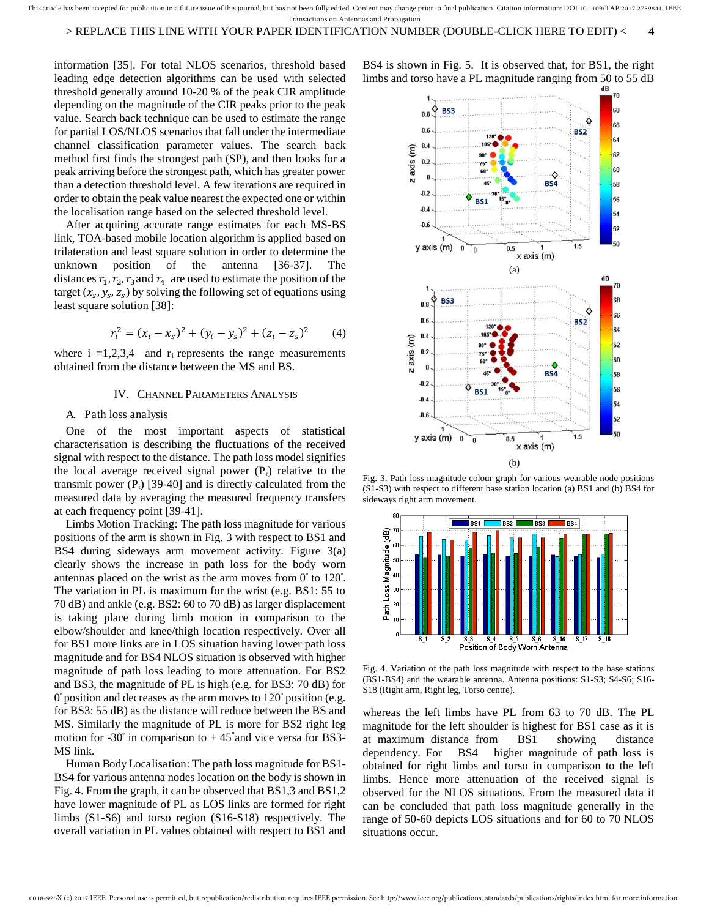information [35]. For total NLOS scenarios, threshold based leading edge detection algorithms can be used with selected threshold generally around 10-20 % of the peak CIR amplitude depending on the magnitude of the CIR peaks prior to the peak value. Search back technique can be used to estimate the range for partial LOS/NLOS scenarios that fall under the intermediate channel classification parameter values. The search back method first finds the strongest path (SP), and then looks for a peak arriving before the strongest path, which has greater power than a detection threshold level. A few iterations are required in order to obtain the peak value nearest the expected one or within the localisation range based on the selected threshold level.

After acquiring accurate range estimates for each MS-BS link, TOA-based mobile location algorithm is applied based on trilateration and least square solution in order to determine the unknown position of the antenna [36-37]. The distances $r_1, r_2, r_3$ and $r_4$ are used to estimate the position of the target $(x_s, y_s, z_s)$ by solving the following set of equations using least square solution [38]:

$$r_i^2 = (x_i - x_s)^2 + (y_i - y_s)^2 + (z_i - z_s)^2 \qquad (4)$$

where i =1,2,3,4 and $r_i$ represents the range measurements obtained from the distance between the MS and BS.

## IV. Channel Parameters Analysis

### A. Path loss analysis

One of the most important aspects of statistical characterisation is describing the fluctuations of the received signal with respect to the distance. The path loss model signifies the local average received signal power ($P_r$) relative to the transmit power ($P_t$) [39-40] and is directly calculated from the measured data by averaging the measured frequency transfers at each frequency point [39-41].

Limbs Motion Tracking: The path loss magnitude for various positions of the arm is shown in Fig. 3 with respect to BS1 and BS4 during sideways arm movement activity. Figure 3(a) clearly shows the increase in path loss for the body worn antennas placed on the wrist as the arm moves from 0° to 120°. The variation in PL is maximum for the wrist (e.g. BS1: 55 to 70 dB) and ankle (e.g. BS2: 60 to 70 dB) as larger displacement is taking place during limb motion in comparison to the elbow/shoulder and knee/thigh location respectively. Over all for BS1 more links are in LOS situation having lower path loss magnitude and for BS4 NLOS situation is observed with higher magnitude of path loss leading to more attenuation. For BS2 and BS3, the magnitude of PL is high (e.g. for BS3: 70 dB) for 0° position and decreases as the arm moves to 120° position (e.g. for BS3: 55 dB) as the distance will reduce between the BS and MS. Similarly the magnitude of PL is more for BS2 right leg motion for -30° in comparison to + 45° and vice versa for BS3-MS link.

Human Body Localisation: The path loss magnitude for BS1-BS4 for various antenna nodes location on the body is shown in Fig. 4. From the graph, it can be observed that BS1,3 and BS1,2 have lower magnitude of PL as LOS links are formed for right limbs (S1-S6) and torso region (S16-S18) respectively. The overall variation in PL values obtained with respect to BS1 and BS4 is shown in Fig. 5. It is observed that, for BS1, the right limbs and torso have a PL magnitude ranging from 50 to 55 dB whereas the left limbs have PL from 63 to 70 dB. The PL magnitude for the left shoulder is highest for BS1 case as it is at maximum distance from BS1 showing distance dependency. For BS4 higher magnitude of path loss is obtained for right limbs and torso in comparison to the left limbs. Hence more attenuation of the received signal is observed for the NLOS situations. From the measured data it can be concluded that path loss magnitude generally in the range of 50-60 depicts LOS situations and for 60 to 70 NLOS situations occur.

Fig. 3. Path loss magnitude colour graph for various wearable node positions (S1-S3) with respect to different base station location (a) BS1 and (b) BS4 for sideways right arm movement.

Fig. 4. Variation of the path loss magnitude with respect to the base stations (BS1-BS4) and the wearable antenna. Antenna positions: S1-S3; S4-S6; S16-S18 (Right arm, Right leg, Torso centre).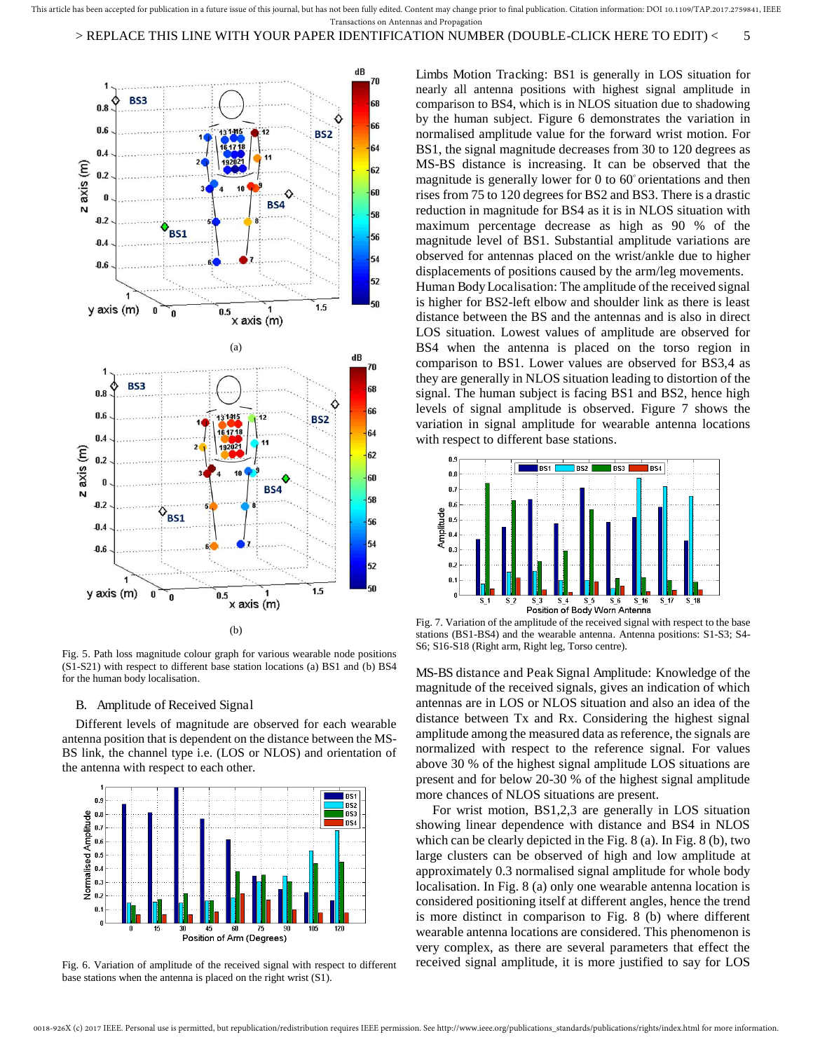Fig. 5. Path loss magnitude colour graph for various wearable node positions (S1-S21) with respect to different base station locations (a) BS1 and (b) BS4 for the human body localisation.

## B. Amplitude of Received Signal

Different levels of magnitude are observed for each wearable antenna position that is dependent on the distance between the MS-BS link, the channel type i.e. (LOS or NLOS) and orientation of the antenna with respect to each other.

Fig. 6. Variation of amplitude of the received signal with respect to different base stations when the antenna is placed on the right wrist (S1).

Limbs Motion Tracking: BS1 is generally in LOS situation for nearly all antenna positions with highest signal amplitude in comparison to BS4, which is in NLOS situation due to shadowing by the human subject. Figure 6 demonstrates the variation in normalised amplitude value for the forward wrist motion. For BS1, the signal magnitude decreases from 30 to 120 degrees as MS-BS distance is increasing. It can be observed that the magnitude is generally lower for 0 to 60° orientations and then rises from 75 to 120 degrees for BS2 and BS3. There is a drastic reduction in magnitude for BS4 as it is in NLOS situation with maximum percentage decrease as high as 90 % of the magnitude level of BS1. Substantial amplitude variations are observed for antennas placed on the wrist/ankle due to higher displacements of positions caused by the arm/leg movements.

Human Body Localisation: The amplitude of the received signal is higher for BS2-left elbow and shoulder link as there is least distance between the BS and the antennas and is also in direct LOS situation. Lowest values of amplitude are observed for BS4 when the antenna is placed on the torso region in comparison to BS1. Lower values are observed for BS3,4 as they are generally in NLOS situation leading to distortion of the signal. The human subject is facing BS1 and BS2, hence high levels of signal amplitude is observed. Figure 7 shows the variation in signal amplitude for wearable antenna locations with respect to different base stations.

Fig. 7. Variation of the amplitude of the received signal with respect to the base stations (BS1-BS4) and the wearable antenna. Antenna positions: S1-S3; S4-S6; S16-S18 (Right arm, Right leg, Torso centre).

MS-BS distance and Peak Signal Amplitude: Knowledge of the magnitude of the received signals, gives an indication of which antennas are in LOS or NLOS situation and also an idea of the distance between Tx and Rx. Considering the highest signal amplitude among the measured data as reference, the signals are normalized with respect to the reference signal. For values above 30 % of the highest signal amplitude LOS situations are present and for below 20-30 % of the highest signal amplitude more chances of NLOS situations are present.

For wrist motion, BS1,2,3 are generally in LOS situation showing linear dependence with distance and BS4 in NLOS which can be clearly depicted in the Fig. 8 (a). In Fig. 8 (b), two large clusters can be observed of high and low amplitude at approximately 0.3 normalised signal amplitude for whole body localisation. In Fig. 8 (a) only one wearable antenna location is considered positioning itself at different angles, hence the trend is more distinct in comparison to Fig. 8 (b) where different wearable antenna locations are considered. This phenomenon is very complex, as there are several parameters that effect the received signal amplitude, it is more justified to say for LOS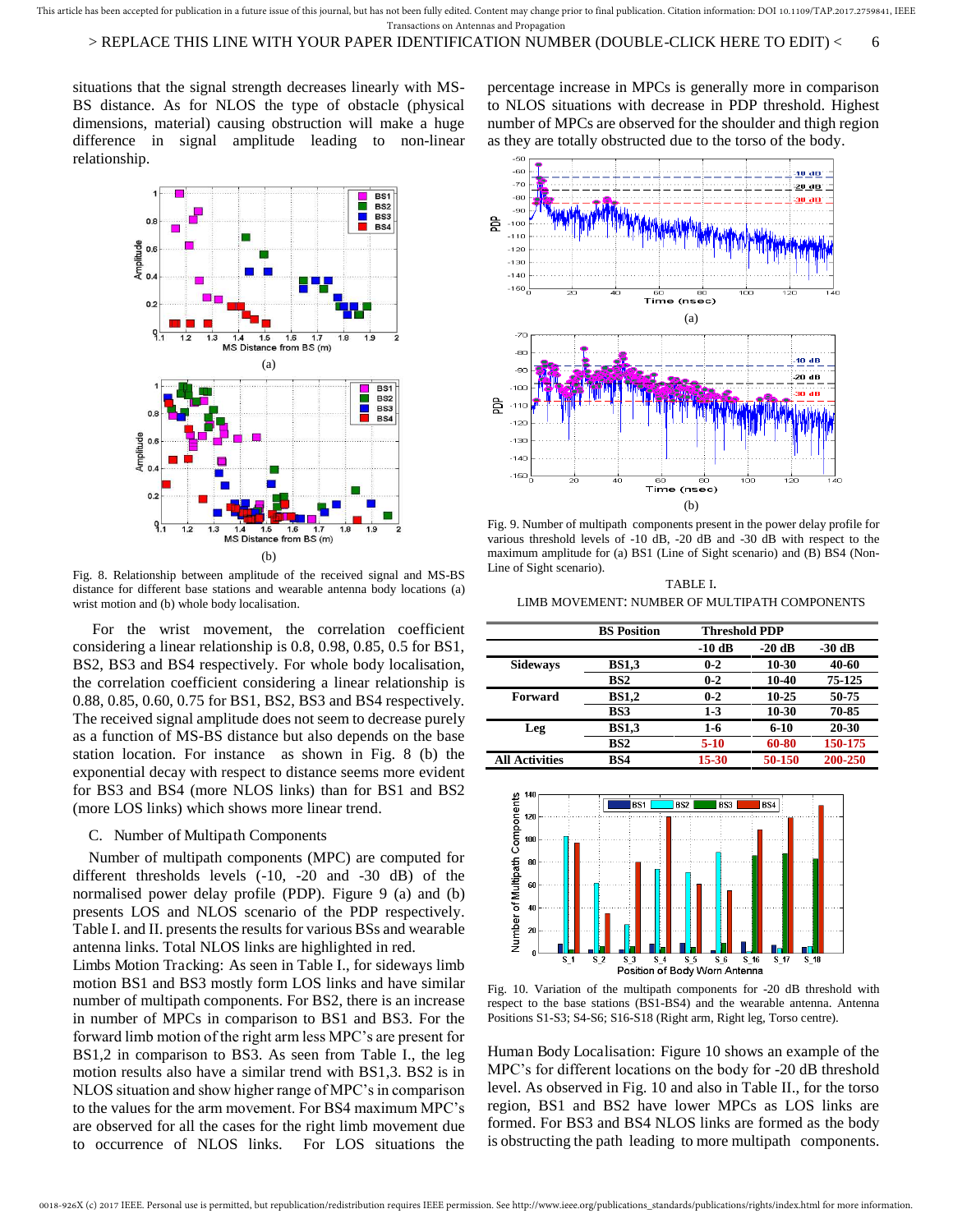situations that the signal strength decreases linearly with MS-BS distance. As for NLOS the type of obstacle (physical dimensions, material) causing obstruction will make a huge difference in signal amplitude leading to non-linear relationship.

Fig. 8. Relationship between amplitude of the received signal and MS-BS distance for different base stations and wearable antenna body locations (a) wrist motion and (b) whole body localisation.

For the wrist movement, the correlation coefficient considering a linear relationship is 0.8, 0.98, 0.85, 0.5 for BS1, BS2, BS3 and BS4 respectively. For whole body localisation, the correlation coefficient considering a linear relationship is 0.88, 0.85, 0.60, 0.75 for BS1, BS2, BS3 and BS4 respectively. The received signal amplitude does not seem to decrease purely as a function of MS-BS distance but also depends on the base station location. For instance as shown in Fig. 8 (b) the exponential decay with respect to distance seems more evident for BS3 and BS4 (more NLOS links) than for BS1 and BS2 (more LOS links) which shows more linear trend.

### C. Number of Multipath Components

Number of multipath components (MPC) are computed for different thresholds levels (-10, -20 and -30 dB) of the normalised power delay profile (PDP). Figure 9 (a) and (b) presents LOS and NLOS scenario of the PDP respectively. Table I. and II. presents the results for various BSs and wearable antenna links. Total NLOS links are highlighted in red.

Limbs Motion Tracking: As seen in Table I., for sideways limb motion BS1 and BS3 mostly form LOS links and have similar number of multipath components. For BS2, there is an increase in number of MPCs in comparison to BS1 and BS3. For the forward limb motion of the right arm less MPC's are present for BS1,2 in comparison to BS3. As seen from Table I., the leg motion results also have a similar trend with BS1,3. BS2 is in NLOS situation and show higher range of MPC's in comparison to the values for the arm movement. For BS4 maximum MPC's are observed for all the cases for the right limb movement due to occurrence of NLOS links. For LOS situations the percentage increase in MPCs is generally more in comparison to NLOS situations with decrease in PDP threshold. Highest number of MPCs are observed for the shoulder and thigh region as they are totally obstructed due to the torso of the body.

Fig. 9. Number of multipath components present in the power delay profile for various threshold levels of -10 dB, -20 dB and -30 dB with respect to the maximum amplitude for (a) BS1 (Line of Sight scenario) and (B) BS4 (Non-Line of Sight scenario).

TABLE I.
LIMB MOVEMENT: NUMBER OF MULTIPATH COMPONENTS

| | BS Position | Threshold PDP | | |
|---|---|---|---|---|
| | | -10 dB | -20 dB | -30 dB |
| **Sideways** | **BS1,3** | **0-2** | **10-30** | **40-60** |
| | **BS2** | **0-2** | **10-40** | **75-125** |
| **Forward** | **BS1,2** | **0-2** | **10-25** | **50-75** |
| | **BS3** | **1-3** | **10-30** | **70-85** |
| **Leg** | **BS1,3** | **1-6** | **6-10** | **20-30** |
| | **BS2** | **5-10** | **60-80** | **150-175** |
| **All Activities** | **BS4** | **15-30** | **50-150** | **200-250** |

Fig. 10. Variation of the multipath components for -20 dB threshold with respect to the base stations (BS1-BS4) and the wearable antenna. Antenna Positions S1-S3; S4-S6; S16-S18 (Right arm, Right leg, Torso centre).

Human Body Localisation: Figure 10 shows an example of the MPC's for different locations on the body for -20 dB threshold level. As observed in Fig. 10 and also in Table II., for the torso region, BS1 and BS2 have lower MPCs as LOS links are formed. For BS3 and BS4 NLOS links are formed as the body is obstructing the path leading to more multipath components.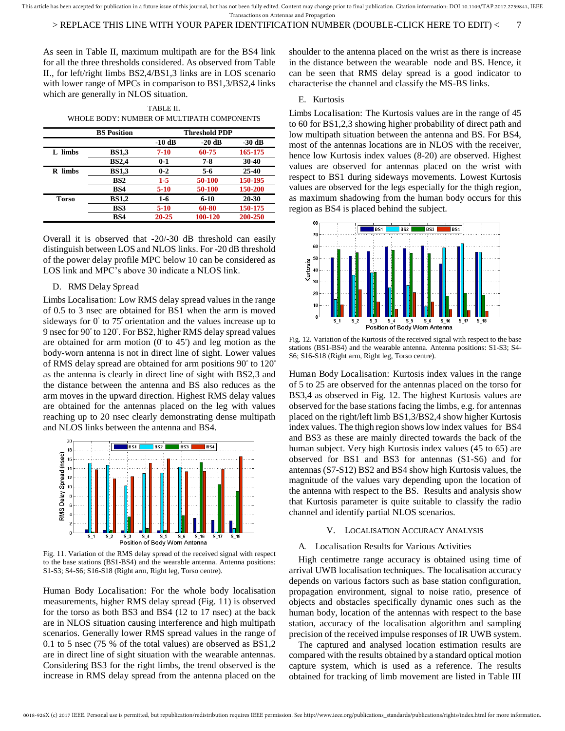As seen in Table II, maximum multipath are for the BS4 link for all the three thresholds considered. As observed from Table II., for left/right limbs BS2,4/BS1,3 links are in LOS scenario with lower range of MPCs in comparison to BS1,3/BS2,4 links which are generally in NLOS situation.

TABLE II.
WHOLE BODY: NUMBER OF MULTIPATH COMPONENTS

| | BS Position | Threshold PDP | | |
|---|---|---|---|---|
| | | -10 dB | -20 dB | -30 dB |
| L limbs | BS1,3 | 7-10 | 60-75 | 165-175 |
| | BS2,4 | 0-1 | 7-8 | 30-40 |
| R limbs | BS1,3 | 0-2 | 5-6 | 25-40 |
| | BS2 | 1-5 | 50-100 | 150-195 |
| | BS4 | 5-10 | 50-100 | 150-200 |
| Torso | BS1,2 | 1-6 | 6-10 | 20-30 |
| | BS3 | 5-10 | 60-80 | 150-175 |
| | BS4 | 20-25 | 100-120 | 200-250 |

Overall it is observed that -20/-30 dB threshold can easily distinguish between LOS and NLOS links. For -20 dB threshold of the power delay profile MPC below 10 can be considered as LOS link and MPC's above 30 indicate a NLOS link.

### D. RMS Delay Spread

*Limbs Localisation*: Low RMS delay spread values in the range of 0.5 to 3 nsec are obtained for BS1 when the arm is moved sideways for 0° to 75° orientation and the values increase up to 9 nsec for 90° to 120°. For BS2, higher RMS delay spread values are obtained for arm motion (0° to 45°) and leg motion as the body-worn antenna is not in direct line of sight. Lower values of RMS delay spread are obtained for arm positions 90° to 120° as the antenna is clearly in direct line of sight with BS2,3 and the distance between the antenna and BS also reduces as the arm moves in the upward direction. Highest RMS delay values are obtained for the antennas placed on the leg with values reaching up to 20 nsec clearly demonstrating dense multipath and NLOS links between the antenna and BS4.

Fig. 11. Variation of the RMS delay spread of the received signal with respect to the base stations (BS1-BS4) and the wearable antenna. Antenna positions: S1-S3; S4-S6; S16-S18 (Right arm, Right leg, Torso centre).

*Human Body Localisation*: For the whole body localisation measurements, higher RMS delay spread (Fig. 11) is observed for the torso as both BS3 and BS4 (12 to 17 nsec) at the back are in NLOS situation causing interference and high multipath scenarios. Generally lower RMS spread values in the range of 0.1 to 5 nsec (75 % of the total values) are observed as BS1,2 are in direct line of sight situation with the wearable antennas. Considering BS3 for the right limbs, the trend observed is the increase in RMS delay spread from the antenna placed on the shoulder to the antenna placed on the wrist as there is increase in the distance between the wearable node and BS. Hence, it can be seen that RMS delay spread is a good indicator to characterise the channel and classify the MS-BS links.

### E. Kurtosis

*Limbs Localisation*: The Kurtosis values are in the range of 45 to 60 for BS1,2,3 showing higher probability of direct path and low multipath situation between the antenna and BS. For BS4, most of the antennas locations are in NLOS with the receiver, hence low Kurtosis index values (8-20) are observed. Highest values are observed for antennas placed on the wrist with respect to BS1 during sideways movements. Lowest Kurtosis values are observed for the legs especially for the thigh region, as maximum shadowing from the human body occurs for this region as BS4 is placed behind the subject.

Fig. 12. Variation of the Kurtosis of the received signal with respect to the base stations (BS1-BS4) and the wearable antenna. Antenna positions: S1-S3; S4-S6; S16-S18 (Right arm, Right leg, Torso centre).

*Human Body Localisation*: Kurtosis index values in the range of 5 to 25 are observed for the antennas placed on the torso for BS3,4 as observed in Fig. 12. The highest Kurtosis values are observed for the base stations facing the limbs, e.g. for antennas placed on the right/left limb BS1,3/BS2,4 show higher Kurtosis index values. The thigh region shows low index values for BS4 and BS3 as these are mainly directed towards the back of the human subject. Very high Kurtosis index values (45 to 65) are observed for BS1 and BS3 for antennas (S1-S6) and for antennas (S7-S12) BS2 and BS4 show high Kurtosis values, the magnitude of the values vary depending upon the location of the antenna with respect to the BS. Results and analysis show that Kurtosis parameter is quite suitable to classify the radio channel and identify partial NLOS scenarios.

## V. Localisation Accuracy Analysis

### A. Localisation Results for Various Activities

High centimetre range accuracy is obtained using time of arrival UWB localisation techniques. The localisation accuracy depends on various factors such as base station configuration, propagation environment, signal to noise ratio, presence of objects and obstacles specifically dynamic ones such as the human body, location of the antennas with respect to the base station, accuracy of the localisation algorithm and sampling precision of the received impulse responses of IR UWB system.

The captured and analysed location estimation results are compared with the results obtained by a standard optical motion capture system, which is used as a reference. The results obtained for tracking of limb movement are listed in Table III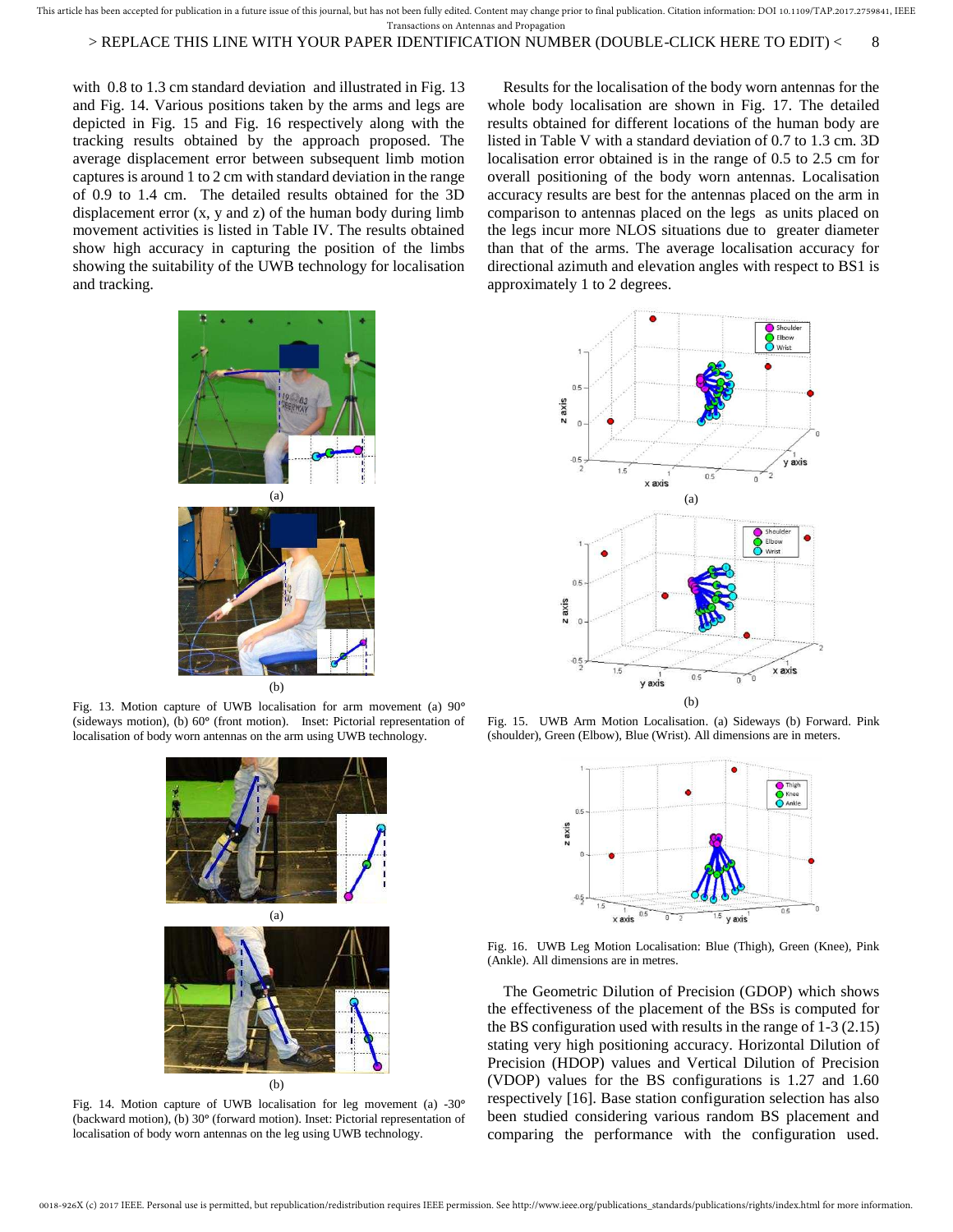with 0.8 to 1.3 cm standard deviation and illustrated in Fig. 13 and Fig. 14. Various positions taken by the arms and legs are depicted in Fig. 15 and Fig. 16 respectively along with the tracking results obtained by the approach proposed. The average displacement error between subsequent limb motion captures is around 1 to 2 cm with standard deviation in the range of 0.9 to 1.4 cm. The detailed results obtained for the 3D displacement error (x, y and z) of the human body during limb movement activities is listed in Table IV. The results obtained show high accuracy in capturing the position of the limbs showing the suitability of the UWB technology for localisation and tracking.

Fig. 13. Motion capture of UWB localisation for arm movement (a) 90° (sideways motion), (b) 60° (front motion). Inset: Pictorial representation of localisation of body worn antennas on the arm using UWB technology.

Fig. 14. Motion capture of UWB localisation for leg movement (a) -30° (backward motion), (b) 30° (forward motion). Inset: Pictorial representation of localisation of body worn antennas on the leg using UWB technology.

Results for the localisation of the body worn antennas for the whole body localisation are shown in Fig. 17. The detailed results obtained for different locations of the human body are listed in Table V with a standard deviation of 0.7 to 1.3 cm. 3D localisation error obtained is in the range of 0.5 to 2.5 cm for overall positioning of the body worn antennas. Localisation accuracy results are best for the antennas placed on the arm in comparison to antennas placed on the legs as units placed on the legs incur more NLOS situations due to greater diameter than that of the arms. The average localisation accuracy for directional azimuth and elevation angles with respect to BS1 is approximately 1 to 2 degrees.

Fig. 15. UWB Arm Motion Localisation. (a) Sideways (b) Forward. Pink (shoulder), Green (Elbow), Blue (Wrist). All dimensions are in meters.

Fig. 16. UWB Leg Motion Localisation: Blue (Thigh), Green (Knee), Pink (Ankle). All dimensions are in metres.

The Geometric Dilution of Precision (GDOP) which shows the effectiveness of the placement of the BSs is computed for the BS configuration used with results in the range of 1-3 (2.15) stating very high positioning accuracy. Horizontal Dilution of Precision (HDOP) values and Vertical Dilution of Precision (VDOP) values for the BS configurations is 1.27 and 1.60 respectively [16]. Base station configuration selection has also been studied considering various random BS placement and comparing the performance with the configuration used.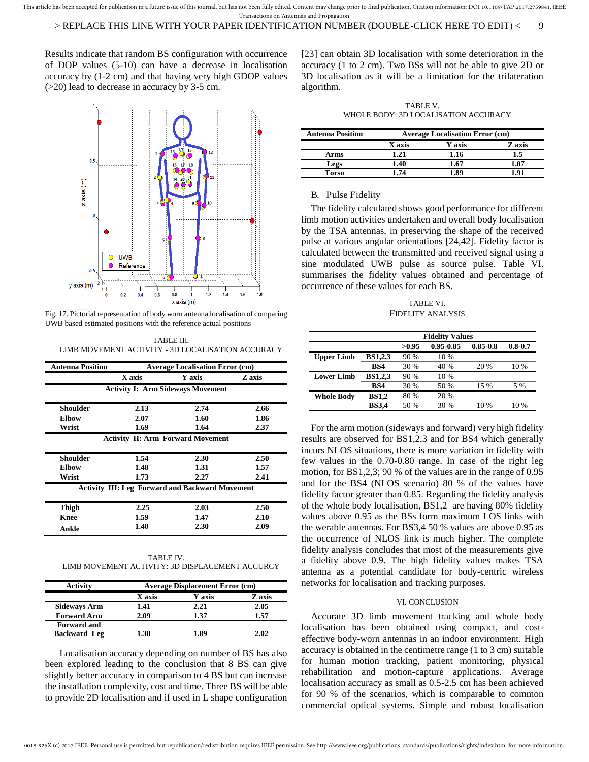Results indicate that random BS configuration with occurrence of DOP values (5-10) can have a decrease in localisation accuracy by (1-2 cm) and that having very high GDOP values (>20) lead to decrease in accuracy by 3-5 cm.

Fig. 17. Pictorial representation of body worn antenna localisation of comparing UWB based estimated positions with the reference actual positions

TABLE III.
LIMB MOVEMENT ACTIVITY - 3D LOCALISATION ACCURACY

| Antenna Position | Average Localisation Error (cm) | | |
|---|---|---|---|
| | X axis | Y axis | Z axis |
| **Activity I: Arm Sideways Movement** | | | |
| Shoulder | 2.13 | 2.74 | 2.66 |
| Elbow | 2.07 | 1.60 | 1.86 |
| Wrist | 1.69 | 1.64 | 2.37 |
| **Activity II: Arm Forward Movement** | | | |
| Shoulder | 1.54 | 2.30 | 2.50 |
| Elbow | 1.48 | 1.31 | 1.57 |
| Wrist | 1.73 | 2.27 | 2.41 |
| **Activity III: Leg Forward and Backward Movement** | | | |
| Thigh | 2.25 | 2.03 | 2.50 |
| Knee | 1.59 | 1.47 | 2.10 |
| Ankle | 1.40 | 2.30 | 2.09 |

TABLE IV.
LIMB MOVEMENT ACTIVITY: 3D DISPLACEMENT ACCURCY

| Activity | Average Displacement Error (cm) | | |
|---|---|---|---|
| | X axis | Y axis | Z axis |
| Sideways Arm | 1.41 | 2.21 | 2.05 |
| Forward Arm | 2.09 | 1.37 | 1.57 |
| Forward and Backward Leg | 1.30 | 1.89 | 2.02 |

Localisation accuracy depending on number of BS has also been explored leading to the conclusion that 8 BS can give slightly better accuracy in comparison to 4 BS but can increase the installation complexity, cost and time. Three BS will be able to provide 2D localisation and if used in L shape configuration [23] can obtain 3D localisation with some deterioration in the accuracy (1 to 2 cm). Two BSs will not be able to give 2D or 3D localisation as it will be a limitation for the trilateration algorithm.

TABLE V.
WHOLE BODY: 3D LOCALISATION ACCURACY

| Antenna Position | Average Localisation Error (cm) | | |
|---|---|---|---|
| | X axis | Y axis | Z axis |
| Arms | 1.21 | 1.16 | 1.5 |
| Legs | 1.40 | 1.67 | 1.07 |
| Torso | 1.74 | 1.89 | 1.91 |

### B. Pulse Fidelity

The fidelity calculated shows good performance for different limb motion activities undertaken and overall body localisation by the TSA antennas, in preserving the shape of the received pulse at various angular orientations [24,42]. Fidelity factor is calculated between the transmitted and received signal using a sine modulated UWB pulse as source pulse. Table VI. summarises the fidelity values obtained and percentage of occurrence of these values for each BS.

TABLE VI.
FIDELITY ANALYSIS

| | | Fidelity Values | | | |
|---|---|---|---|---|---|
| | | >0.95 | 0.95-0.85 | 0.85-0.8 | 0.8-0.7 |
| **Upper Limb** | **BS1,2,3** | 90 % | 10 % | | |
| | **BS4** | 30 % | 40 % | 20 % | 10 % |
| **Lower Limb** | **BS1,2,3** | 90 % | 10 % | | |
| | **BS4** | 30 % | 50 % | 15 % | 5 % |
| **Whole Body** | **BS1,2** | 80 % | 20 % | | |
| | **BS3,4** | 50 % | 30 % | 10 % | 10 % |

For the arm motion (sideways and forward) very high fidelity results are observed for BS1,2,3 and for BS4 which generally incurs NLOS situations, there is more variation in fidelity with few values in the 0.70-0.80 range. In case of the right leg motion, for BS1,2,3; 90 % of the values are in the range of 0.95 and for the BS4 (NLOS scenario) 80 % of the values have fidelity factor greater than 0.85. Regarding the fidelity analysis of the whole body localisation, BS1,2 are having 80% fidelity values above 0.95 as the BSs form maximum LOS links with the werable antennas. For BS3,4 50 % values are above 0.95 as the occurrence of NLOS link is much higher. The complete fidelity analysis concludes that most of the measurements give a fidelity above 0.9. The high fidelity values makes TSA antenna as a potential candidate for body-centric wireless networks for localisation and tracking purposes.

## VI. CONCLUSION

Accurate 3D limb movement tracking and whole body localisation has been obtained using compact, and cost-effective body-worn antennas in an indoor environment. High accuracy is obtained in the centimetre range (1 to 3 cm) suitable for human motion tracking, patient monitoring, physical rehabilitation and motion-capture applications. Average localisation accuracy as small as 0.5-2.5 cm has been achieved for 90 % of the scenarios, which is comparable to common commercial optical systems. Simple and robust localisation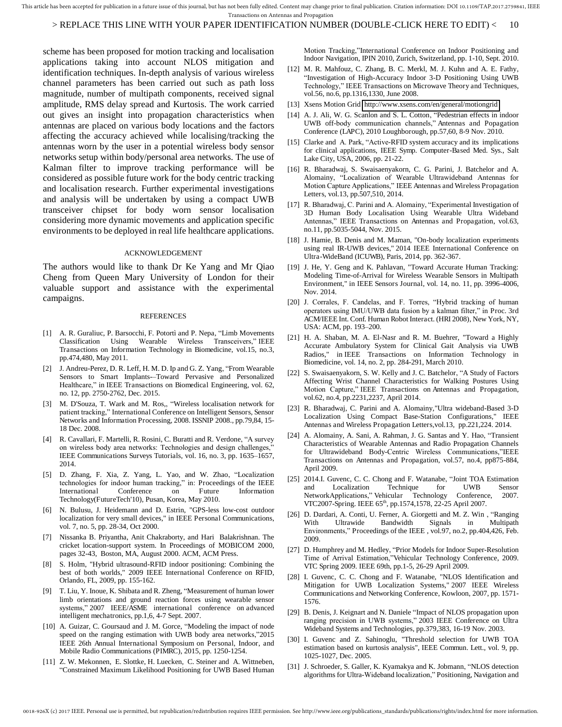scheme has been proposed for motion tracking and localisation applications taking into account NLOS mitigation and identification techniques. In-depth analysis of various wireless channel parameters has been carried out such as path loss magnitude, number of multipath components, received signal amplitude, RMS delay spread and Kurtosis. The work carried out gives an insight into propagation characteristics when antennas are placed on various body locations and the factors affecting the accuracy achieved while localising/tracking the antennas worn by the user in a potential wireless body sensor networks setup within body/personal area networks. The use of Kalman filter to improve tracking performance will be considered as possible future work for the body centric tracking and localisation research. Further experimental investigations and analysis will be undertaken by using a compact UWB transceiver chipset for body worn sensor localisation considering more dynamic movements and application specific environments to be deployed in real life healthcare applications.

## ACKNOWLEDGEMENT

The authors would like to thank Dr Ke Yang and Mr Qiao Cheng from Queen Mary University of London for their valuable support and assistance with the experimental campaigns.

## REFERENCES

[1] A. R. Guraliuc, P. Barsocchi, F. Potortì and P. Nepa, "Limb Movements Classification Using Wearable Wireless Transceivers," IEEE Transactions on Information Technology in Biomedicine, vol.15, no.3, pp.474,480, May 2011.

[2] J. Andreu-Perez, D. R. Leff, H. M. D. Ip and G. Z. Yang, "From Wearable Sensors to Smart Implants-–Toward Pervasive and Personalized Healthcare," in IEEE Transactions on Biomedical Engineering, vol. 62, no. 12, pp. 2750-2762, Dec. 2015.

[3] M. D'Souza, T. Wark and M. Ros,, "Wireless localisation network for patient tracking," International Conference on Intelligent Sensors, Sensor Networks and Information Processing, 2008. ISSNIP 2008., pp.79,84, 15-18 Dec. 2008.

[4] R. Cavallari, F. Martelli, R. Rosini, C. Buratti and R. Verdone, "A survey on wireless body area networks: Technologies and design challenges," IEEE Communications Surveys Tutorials, vol. 16, no. 3, pp. 1635–1657, 2014.

[5] D. Zhang, F. Xia, Z. Yang, L. Yao, and W. Zhao, "Localization technologies for indoor human tracking," in: Proceedings of the IEEE International Conference on Future Information Technology(FutureTech'10), Pusan, Korea, May 2010.

[6] N. Bulusu, J. Heidemann and D. Estrin, "GPS-less low-cost outdoor localization for very small devices," in IEEE Personal Communications, vol. 7, no. 5, pp. 28-34, Oct 2000.

[7] Nissanka B. Priyantha, Anit Chakraborty, and Hari Balakrishnan. The cricket location-support system. In Proceedings of MOBICOM 2000, pages 32-43, Boston, MA, August 2000. ACM, ACM Press.

[8] S. Holm, "Hybrid ultrasound-RFID indoor positioning: Combining the best of both worlds," 2009 IEEE International Conference on RFID, Orlando, FL, 2009, pp. 155-162.

[9] T. Liu, Y. Inoue, K. Shibata and R. Zheng, "Measurement of human lower limb orientations and ground reaction forces using wearable sensor systems," 2007 IEEE/ASME international conference on advanced intelligent mechatronics, pp.1,6, 4-7 Sept. 2007.

[10] A. Guizar, C. Goursaud and J. M. Gorce, "Modeling the impact of node speed on the ranging estimation with UWB body area networks,"2015 IEEE 26th Annual International Symposium on Personal, Indoor, and Mobile Radio Communications (PIMRC), 2015, pp. 1250-1254.

[11] Z. W. Mekonnen, E. Slottke, H. Luecken, C. Steiner and A. Wittneben, "Constrained Maximum Likelihood Positioning for UWB Based Human Motion Tracking,"International Conference on Indoor Positioning and Indoor Navigation, IPIN 2010, Zurich, Switzerland, pp. 1-10, Sept. 2010.

[12] M. R. Mahfouz, C. Zhang, B. C. Merkl, M. J. Kuhn and A. E. Fathy, "Investigation of High-Accuracy Indoor 3-D Positioning Using UWB Technology," IEEE Transactions on Microwave Theory and Techniques, vol.56, no.6, pp.1316,1330, June 2008.

[13] Xsens Motion Grid http://www.xsens.com/en/general/motiongrid

[14] A. J. Ali, W. G. Scanlon and S. L. Cotton, "Pedestrian effects in indoor UWB off-body communication channels," Antennas and Popagation Conference (LAPC), 2010 Loughborough, pp.57,60, 8-9 Nov. 2010.

[15] Clarke and A. Park, "Active-RFID system accuracy and its implications for clinical applications, IEEE Symp. Computer-Based Med. Sys., Salt Lake City, USA, 2006, pp. 21-22.

[16] R. Bharadwaj, S. Swaisaenyakorn, C. G. Parini, J. Batchelor and A. Alomainy, "Localization of Wearable Ultrawideband Antennas for Motion Capture Applications," IEEE Antennas and Wireless Propagation Letters, vol.13, pp.507,510, 2014.

[17] R. Bharadwaj, C. Parini and A. Alomainy, "Experimental Investigation of 3D Human Body Localisation Using Wearable Ultra Wideband Antennas," IEEE Transactions on Antennas and Propagation, vol.63, no.11, pp.5035-5044, Nov. 2015.

[18] J. Hamie, B. Denis and M. Maman, "On-body localization experiments using real IR-UWB devices," 2014 IEEE International Conference on Ultra-WideBand (ICUWB), Paris, 2014, pp. 362-367.

[19] J. He, Y. Geng and K. Pahlavan, "Toward Accurate Human Tracking: Modeling Time-of-Arrival for Wireless Wearable Sensors in Multipath Environment," in IEEE Sensors Journal, vol. 14, no. 11, pp. 3996-4006, Nov. 2014.

[20] J. Corrales, F. Candelas, and F. Torres, "Hybrid tracking of human operators using IMU/UWB data fusion by a kalman filter," in Proc. 3rd ACM/IEEE Int. Conf. Human Robot Interact. (HRI 2008), New York, NY, USA: ACM, pp. 193–200.

[21] H. A. Shaban, M. A. El-Nasr and R. M. Buehrer, "Toward a Highly Accurate Ambulatory System for Clinical Gait Analysis via UWB Radios," in IEEE Transactions on Information Technology in Biomedicine, vol. 14, no. 2, pp. 284-291, March 2010.

[22] S. Swaisaenyakorn, S. W. Kelly and J. C. Batchelor, "A Study of Factors Affecting Wrist Channel Characteristics for Walking Postures Using Motion Capture," IEEE Transactions on Antennas and Propagation, vol.62, no.4, pp.2231,2237, April 2014.

[23] R. Bharadwaj, C. Parini and A. Alomainy,"Ultra wideband-Based 3-D Localization Using Compact Base-Station Configurations," IEEE Antennas and Wireless Propagation Letters,vol.13, pp.221,224. 2014.

[24] A. Alomainy, A. Sani, A. Rahman, J. G. Santas and Y. Hao, "Transient Characteristics of Wearable Antennas and Radio Propagation Channels for Ultrawideband Body-Centric Wireless Communications,"IEEE Transactions on Antennas and Propagation, vol.57, no.4, pp875-884, April 2009.

[25] 2014.I. Guvenc, C. C. Chong and F. Watanabe, "Joint TOA Estimation and Localization Technique for UWB Sensor NetworkApplications," Vehicular Technology Conference, 2007. VTC2007-Spring. IEEE 65th, pp.1574,1578, 22-25 April 2007.

[26] D. Dardari, A. Conti, U. Ferner, A. Giorgetti and M. Z. Win , "Ranging With Ultrawide Bandwidth Signals in Multipath Environments," Proceedings of the IEEE , vol.97, no.2, pp.404,426, Feb. 2009.

[27] D. Humphrey and M. Hedley, "Prior Models for Indoor Super-Resolution Time of Arrival Estimation,"Vehicular Technology Conference, 2009. VTC Spring 2009. IEEE 69th, pp.1-5, 26-29 April 2009.

[28] I. Guvenc, C. C. Chong and F. Watanabe, "NLOS Identification and Mitigation for UWB Localization Systems," 2007 IEEE Wireless Communications and Networking Conference, Kowloon, 2007, pp. 1571-1576.

[29] B. Denis, J. Keignart and N. Daniele "Impact of NLOS propagation upon ranging precision in UWB systems," 2003 IEEE Conference on Ultra Wideband Systems and Technologies, pp.379,383, 16-19 Nov. 2003.

[30] I. Guvenc and Z. Sahinoglu, "Threshold selection for UWB TOA estimation based on kurtosis analysis", IEEE Commun. Lett., vol. 9, pp. 1025-1027, Dec. 2005.

[31] J. Schroeder, S. Galler, K. Kyamakya and K. Jobmann, "NLOS detection algorithms for Ultra-Wideband localization," Positioning, Navigation and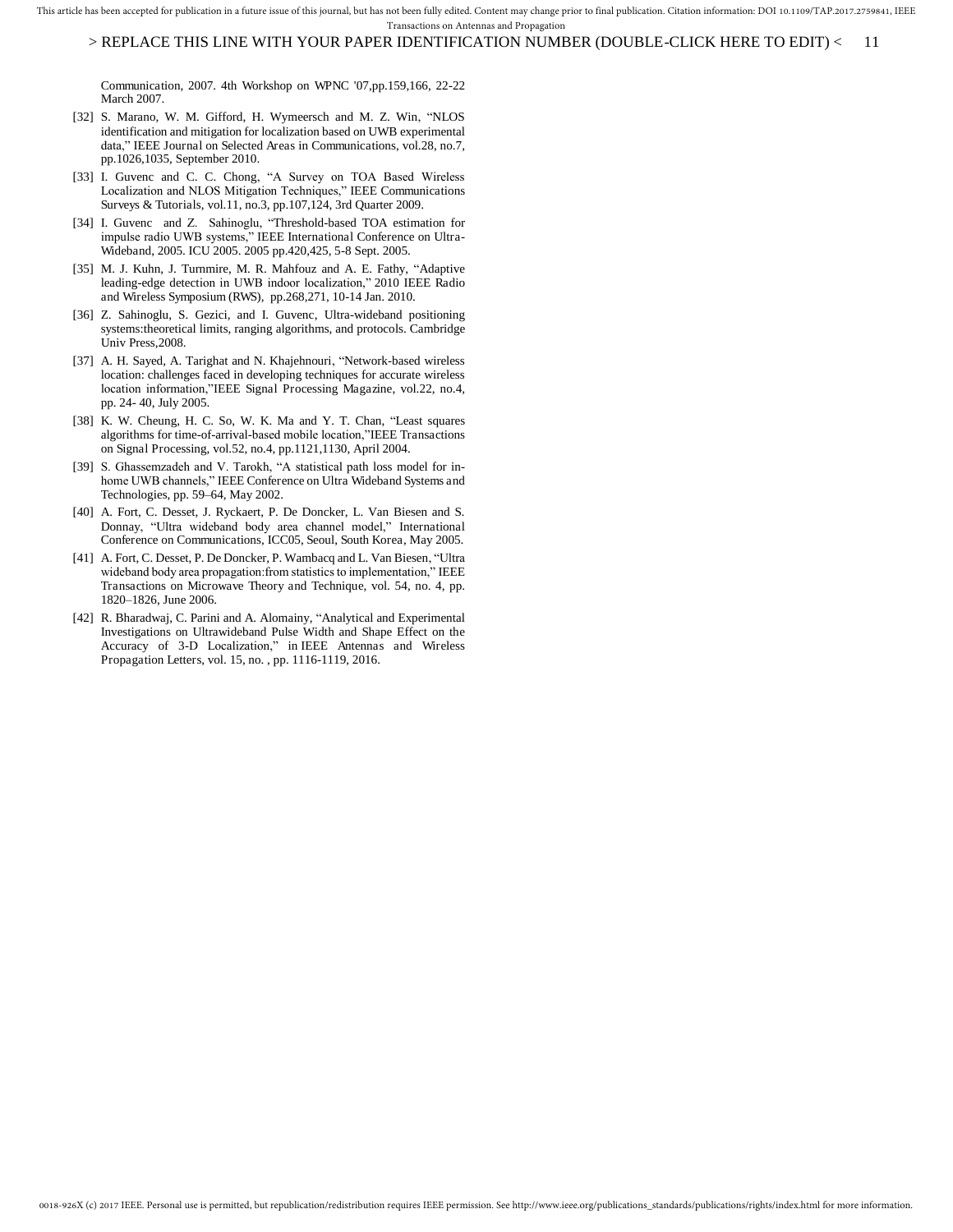Communication, 2007. 4th Workshop on WPNC '07,pp.159,166, 22-22 March 2007.

[32] S. Marano, W. M. Gifford, H. Wymeersch and M. Z. Win, "NLOS identification and mitigation for localization based on UWB experimental data," IEEE Journal on Selected Areas in Communications, vol.28, no.7, pp.1026,1035, September 2010.

[33] I. Guvenc and C. C. Chong, "A Survey on TOA Based Wireless Localization and NLOS Mitigation Techniques," IEEE Communications Surveys & Tutorials, vol.11, no.3, pp.107,124, 3rd Quarter 2009.

[34] I. Guvenc and Z. Sahinoglu, "Threshold-based TOA estimation for impulse radio UWB systems," IEEE International Conference on Ultra-Wideband, 2005. ICU 2005. 2005 pp.420,425, 5-8 Sept. 2005.

[35] M. J. Kuhn, J. Turnmire, M. R. Mahfouz and A. E. Fathy, "Adaptive leading-edge detection in UWB indoor localization," 2010 IEEE Radio and Wireless Symposium (RWS), pp.268,271, 10-14 Jan. 2010.

[36] Z. Sahinoglu, S. Gezici, and I. Guvenc, Ultra-wideband positioning systems:theoretical limits, ranging algorithms, and protocols. Cambridge Univ Press,2008.

[37] A. H. Sayed, A. Tarighat and N. Khajehnouri, "Network-based wireless location: challenges faced in developing techniques for accurate wireless location information,"IEEE Signal Processing Magazine, vol.22, no.4, pp. 24- 40, July 2005.

[38] K. W. Cheung, H. C. So, W. K. Ma and Y. T. Chan, "Least squares algorithms for time-of-arrival-based mobile location,"IEEE Transactions on Signal Processing, vol.52, no.4, pp.1121,1130, April 2004.

[39] S. Ghassemzadeh and V. Tarokh, "A statistical path loss model for in-home UWB channels," IEEE Conference on Ultra Wideband Systems and Technologies, pp. 59–64, May 2002.

[40] A. Fort, C. Desset, J. Ryckaert, P. De Doncker, L. Van Biesen and S. Donnay, "Ultra wideband body area channel model," International Conference on Communications, ICC05, Seoul, South Korea, May 2005.

[41] A. Fort, C. Desset, P. De Doncker, P. Wambacq and L. Van Biesen, "Ultra wideband body area propagation:from statistics to implementation," IEEE Transactions on Microwave Theory and Technique, vol. 54, no. 4, pp. 1820–1826, June 2006.

[42] R. Bharadwaj, C. Parini and A. Alomainy, "Analytical and Experimental Investigations on Ultrawideband Pulse Width and Shape Effect on the Accuracy of 3-D Localization," in IEEE Antennas and Wireless Propagation Letters, vol. 15, no. , pp. 1116-1119, 2016.